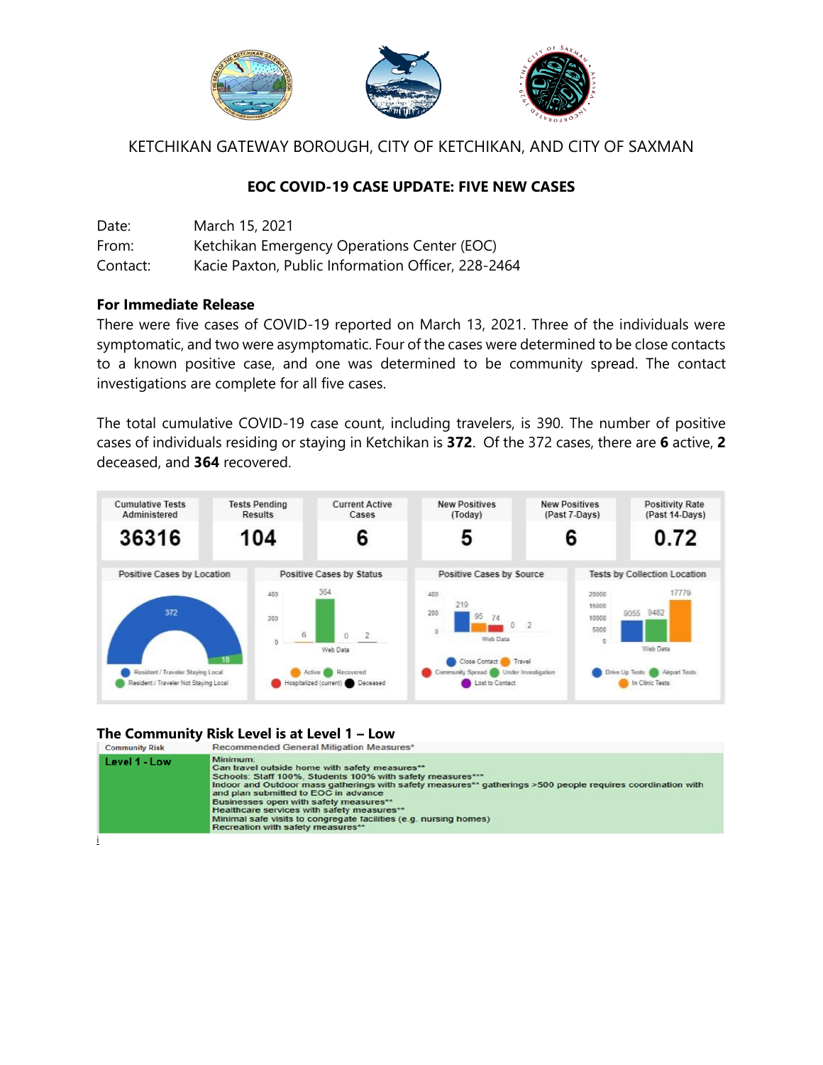KETCHIKAN GATEWAY BOROUGH, CITY OF KETCHIKAN, AND CITY OF SAXMAN

## EOC COVID-19 CASE UPDATE: FIVE NEW CASES

Date: March 15, 2021
From: Ketchikan Emergency Operations Center (EOC)
Contact: Kacie Paxton, Public Information Officer, 228-2464

**For Immediate Release**

There were five cases of COVID-19 reported on March 13, 2021. Three of the individuals were symptomatic, and two were asymptomatic. Four of the cases were determined to be close contacts to a known positive case, and one was determined to be community spread. The contact investigations are complete for all five cases.

The total cumulative COVID-19 case count, including travelers, is 390. The number of positive cases of individuals residing or staying in Ketchikan is **372**. Of the 372 cases, there are **6** active, **2** deceased, and **364** recovered.

| Cumulative Tests Administered | Tests Pending Results | Current Active Cases | New Positives (Today) | New Positives (Past 7-Days) | Positivity Rate (Past 14-Days) |
|---|---|---|---|---|---|
| 36316 | 104 | 6 | 5 | 6 | 0.72 |

**Positive Cases by Location:** Resident / Traveler Staying Local: 372; Resident / Traveler Not Staying Local: 18

**Positive Cases by Status:** Active: 6; Recovered: 364; Hospitalized (current): 0; Deceased: 2

**Positive Cases by Source:** Close Contact: 219; Travel: 95; Community Spread: 74; Under Investigation: 0; Lost to Contact: 2

**Tests by Collection Location:** Drive Up Tests: 9055; Airport Tests: 9482; In Clinic Tests: 17779

### The Community Risk Level is at Level 1 – Low

| Community Risk | Recommended General Mitigation Measures* |
|---|---|
| Level 1 - Low | Minimum:<br>Can travel outside home with safety measures**<br>Schools: Staff 100%, Students 100% with safety measures***<br>Indoor and Outdoor mass gatherings with safety measures** gatherings >500 people requires coordination with and plan submitted to EOC in advance<br>Businesses open with safety measures**<br>Healthcare services with safety measures**<br>Minimal safe visits to congregate facilities (e.g. nursing homes)<br>Recreation with safety measures** |

i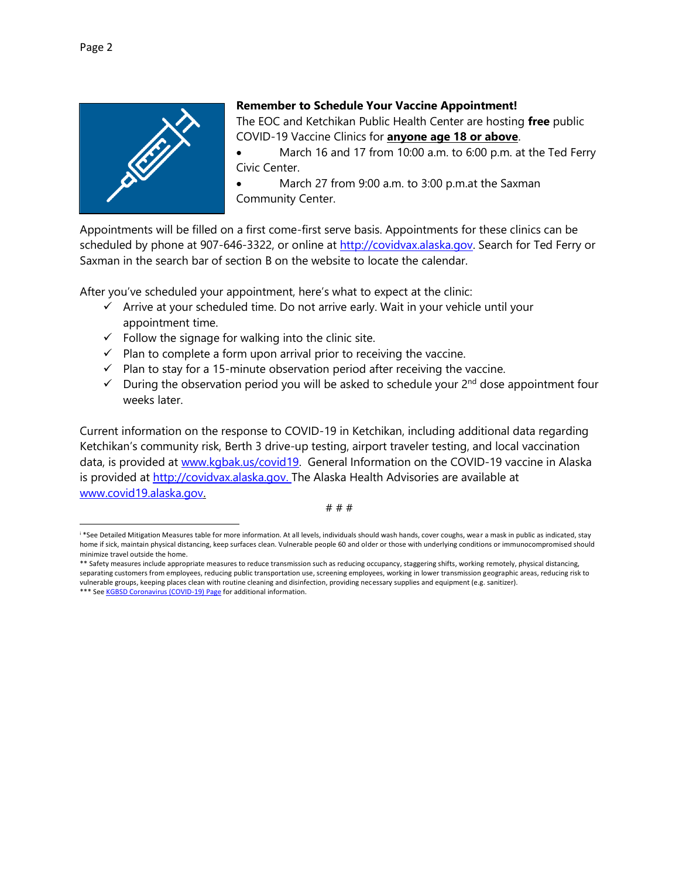**Remember to Schedule Your Vaccine Appointment!**

The EOC and Ketchikan Public Health Center are hosting **free** public COVID-19 Vaccine Clinics for **anyone age 18 or above**.

- March 16 and 17 from 10:00 a.m. to 6:00 p.m. at the Ted Ferry Civic Center.
- March 27 from 9:00 a.m. to 3:00 p.m.at the Saxman Community Center.

Appointments will be filled on a first come-first serve basis. Appointments for these clinics can be scheduled by phone at 907-646-3322, or online at http://covidvax.alaska.gov. Search for Ted Ferry or Saxman in the search bar of section B on the website to locate the calendar.

After you've scheduled your appointment, here's what to expect at the clinic:

- ✓ Arrive at your scheduled time. Do not arrive early. Wait in your vehicle until your appointment time.
- ✓ Follow the signage for walking into the clinic site.
- ✓ Plan to complete a form upon arrival prior to receiving the vaccine.
- ✓ Plan to stay for a 15-minute observation period after receiving the vaccine.
- ✓ During the observation period you will be asked to schedule your 2nd dose appointment four weeks later.

Current information on the response to COVID-19 in Ketchikan, including additional data regarding Ketchikan's community risk, Berth 3 drive-up testing, airport traveler testing, and local vaccination data, is provided at www.kgbak.us/covid19. General Information on the COVID-19 vaccine in Alaska is provided at http://covidvax.alaska.gov. The Alaska Health Advisories are available at www.covid19.alaska.gov.

# # #

---

[i] *See Detailed Mitigation Measures table for more information. At all levels, individuals should wash hands, cover coughs, wear a mask in public as indicated, stay home if sick, maintain physical distancing, keep surfaces clean. Vulnerable people 60 and older or those with underlying conditions or immunocompromised should minimize travel outside the home.

** Safety measures include appropriate measures to reduce transmission such as reducing occupancy, staggering shifts, working remotely, physical distancing, separating customers from employees, reducing public transportation use, screening employees, working in lower transmission geographic areas, reducing risk to vulnerable groups, keeping places clean with routine cleaning and disinfection, providing necessary supplies and equipment (e.g. sanitizer).

*** See KGBSD Coronavirus (COVID-19) Page for additional information.